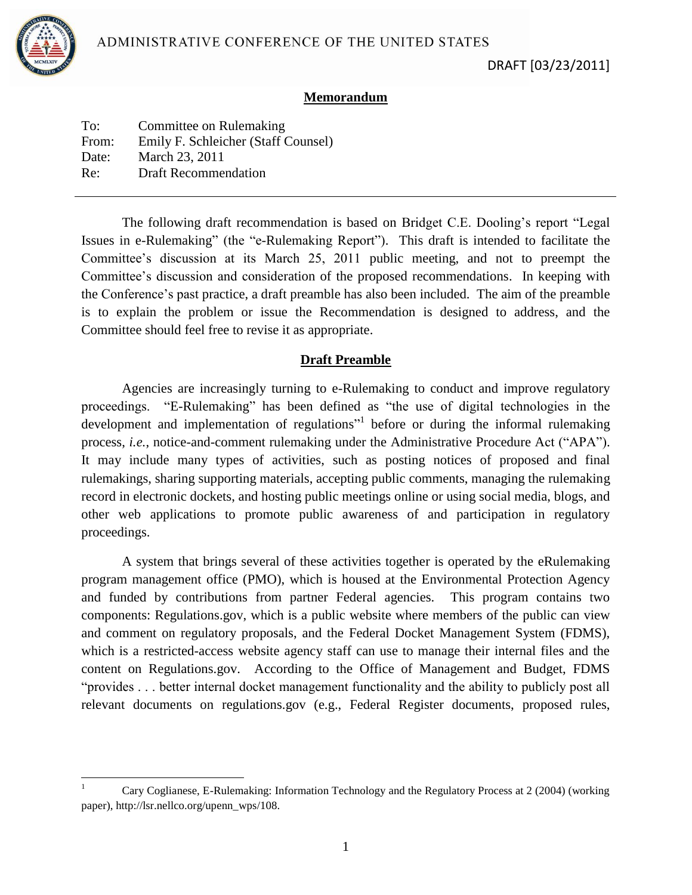ADMINISTRATIVE CONFERENCE OF THE UNITED STATES

DRAFT [03/23/2011]

## Memorandum

To: Committee on Rulemaking
From: Emily F. Schleicher (Staff Counsel)
Date: March 23, 2011
Re: Draft Recommendation

---

The following draft recommendation is based on Bridget C.E. Dooling's report "Legal Issues in e-Rulemaking" (the "e-Rulemaking Report"). This draft is intended to facilitate the Committee's discussion at its March 25, 2011 public meeting, and not to preempt the Committee's discussion and consideration of the proposed recommendations. In keeping with the Conference's past practice, a draft preamble has also been included. The aim of the preamble is to explain the problem or issue the Recommendation is designed to address, and the Committee should feel free to revise it as appropriate.

## Draft Preamble

Agencies are increasingly turning to e-Rulemaking to conduct and improve regulatory proceedings. "E-Rulemaking" has been defined as "the use of digital technologies in the development and implementation of regulations"[1] before or during the informal rulemaking process, *i.e.*, notice-and-comment rulemaking under the Administrative Procedure Act ("APA"). It may include many types of activities, such as posting notices of proposed and final rulemakings, sharing supporting materials, accepting public comments, managing the rulemaking record in electronic dockets, and hosting public meetings online or using social media, blogs, and other web applications to promote public awareness of and participation in regulatory proceedings.

A system that brings several of these activities together is operated by the eRulemaking program management office (PMO), which is housed at the Environmental Protection Agency and funded by contributions from partner Federal agencies. This program contains two components: Regulations.gov, which is a public website where members of the public can view and comment on regulatory proposals, and the Federal Docket Management System (FDMS), which is a restricted-access website agency staff can use to manage their internal files and the content on Regulations.gov. According to the Office of Management and Budget, FDMS "provides . . . better internal docket management functionality and the ability to publicly post all relevant documents on regulations.gov (e.g., Federal Register documents, proposed rules,

---

[1] Cary Coglianese, E-Rulemaking: Information Technology and the Regulatory Process at 2 (2004) (working paper), http://lsr.nellco.org/upenn_wps/108.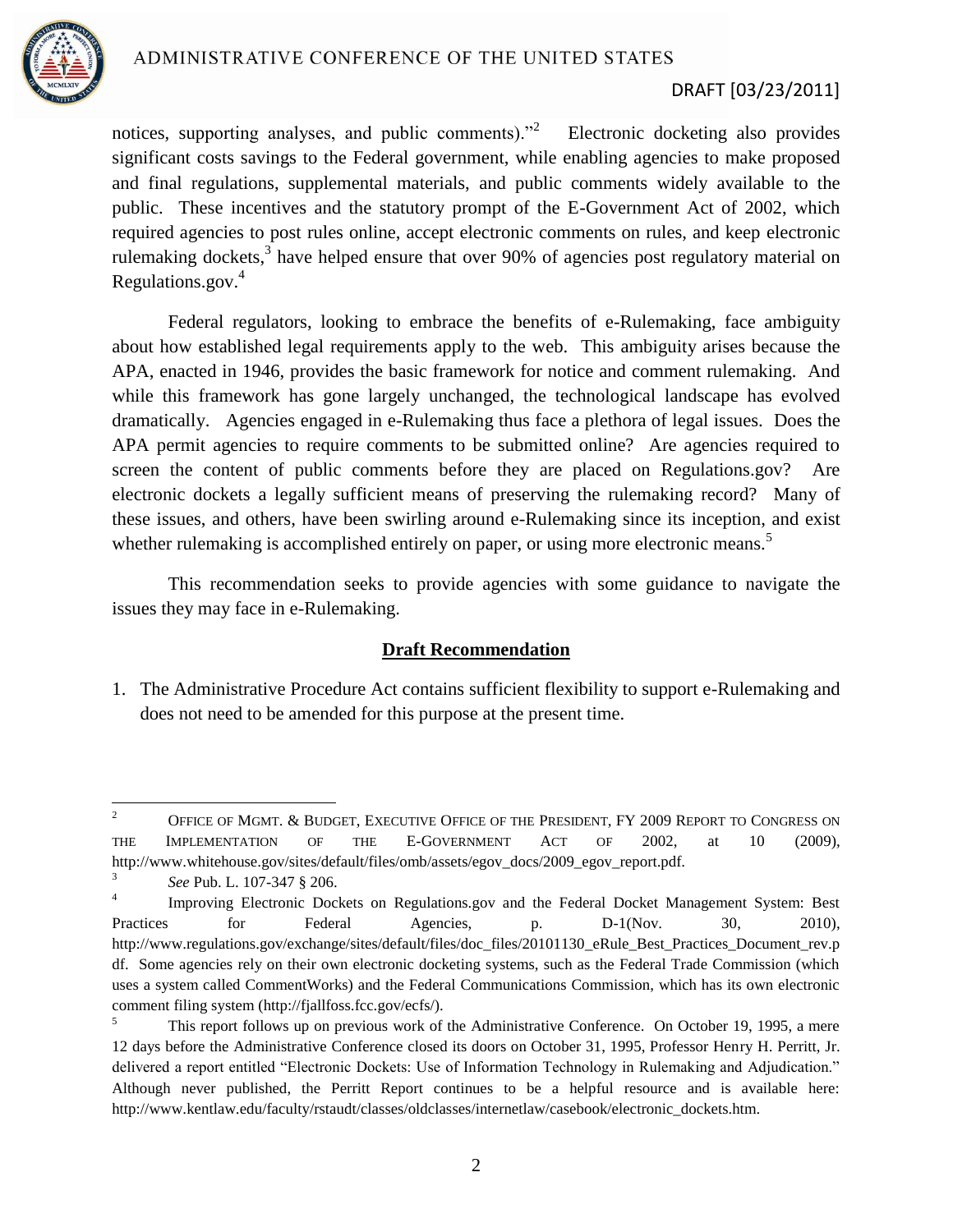notices, supporting analyses, and public comments)."[2] Electronic docketing also provides significant costs savings to the Federal government, while enabling agencies to make proposed and final regulations, supplemental materials, and public comments widely available to the public. These incentives and the statutory prompt of the E-Government Act of 2002, which required agencies to post rules online, accept electronic comments on rules, and keep electronic rulemaking dockets,[3] have helped ensure that over 90% of agencies post regulatory material on Regulations.gov.[4]

Federal regulators, looking to embrace the benefits of e-Rulemaking, face ambiguity about how established legal requirements apply to the web. This ambiguity arises because the APA, enacted in 1946, provides the basic framework for notice and comment rulemaking. And while this framework has gone largely unchanged, the technological landscape has evolved dramatically. Agencies engaged in e-Rulemaking thus face a plethora of legal issues. Does the APA permit agencies to require comments to be submitted online? Are agencies required to screen the content of public comments before they are placed on Regulations.gov? Are electronic dockets a legally sufficient means of preserving the rulemaking record? Many of these issues, and others, have been swirling around e-Rulemaking since its inception, and exist whether rulemaking is accomplished entirely on paper, or using more electronic means.[5]

This recommendation seeks to provide agencies with some guidance to navigate the issues they may face in e-Rulemaking.

## **Draft Recommendation**

1. The Administrative Procedure Act contains sufficient flexibility to support e-Rulemaking and does not need to be amended for this purpose at the present time.

---

[2] OFFICE OF MGMT. & BUDGET, EXECUTIVE OFFICE OF THE PRESIDENT, FY 2009 REPORT TO CONGRESS ON THE IMPLEMENTATION OF THE E-GOVERNMENT ACT OF 2002, at 10 (2009), http://www.whitehouse.gov/sites/default/files/omb/assets/egov_docs/2009_egov_report.pdf.

[3] *See* Pub. L. 107-347 § 206.

[4] Improving Electronic Dockets on Regulations.gov and the Federal Docket Management System: Best Practices for Federal Agencies, p. D-1(Nov. 30, 2010), http://www.regulations.gov/exchange/sites/default/files/doc_files/20101130_eRule_Best_Practices_Document_rev.pdf. Some agencies rely on their own electronic docketing systems, such as the Federal Trade Commission (which uses a system called CommentWorks) and the Federal Communications Commission, which has its own electronic comment filing system (http://fjallfoss.fcc.gov/ecfs/).

[5] This report follows up on previous work of the Administrative Conference. On October 19, 1995, a mere 12 days before the Administrative Conference closed its doors on October 31, 1995, Professor Henry H. Perritt, Jr. delivered a report entitled "Electronic Dockets: Use of Information Technology in Rulemaking and Adjudication." Although never published, the Perritt Report continues to be a helpful resource and is available here: http://www.kentlaw.edu/faculty/rstaudt/classes/oldclasses/internetlaw/casebook/electronic_dockets.htm.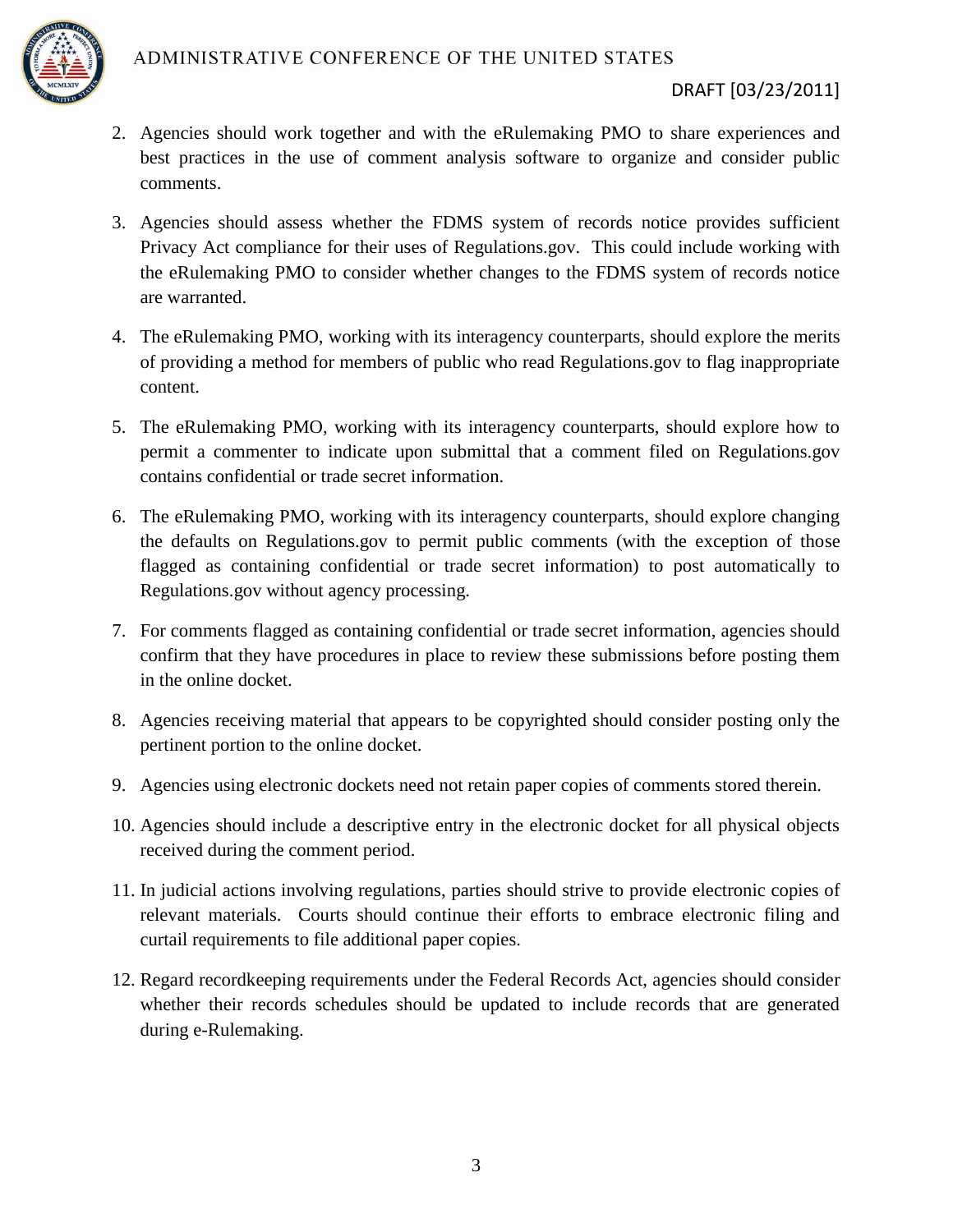2. Agencies should work together and with the eRulemaking PMO to share experiences and best practices in the use of comment analysis software to organize and consider public comments.

3. Agencies should assess whether the FDMS system of records notice provides sufficient Privacy Act compliance for their uses of Regulations.gov. This could include working with the eRulemaking PMO to consider whether changes to the FDMS system of records notice are warranted.

4. The eRulemaking PMO, working with its interagency counterparts, should explore the merits of providing a method for members of public who read Regulations.gov to flag inappropriate content.

5. The eRulemaking PMO, working with its interagency counterparts, should explore how to permit a commenter to indicate upon submittal that a comment filed on Regulations.gov contains confidential or trade secret information.

6. The eRulemaking PMO, working with its interagency counterparts, should explore changing the defaults on Regulations.gov to permit public comments (with the exception of those flagged as containing confidential or trade secret information) to post automatically to Regulations.gov without agency processing.

7. For comments flagged as containing confidential or trade secret information, agencies should confirm that they have procedures in place to review these submissions before posting them in the online docket.

8. Agencies receiving material that appears to be copyrighted should consider posting only the pertinent portion to the online docket.

9. Agencies using electronic dockets need not retain paper copies of comments stored therein.

10. Agencies should include a descriptive entry in the electronic docket for all physical objects received during the comment period.

11. In judicial actions involving regulations, parties should strive to provide electronic copies of relevant materials. Courts should continue their efforts to embrace electronic filing and curtail requirements to file additional paper copies.

12. Regard recordkeeping requirements under the Federal Records Act, agencies should consider whether their records schedules should be updated to include records that are generated during e-Rulemaking.